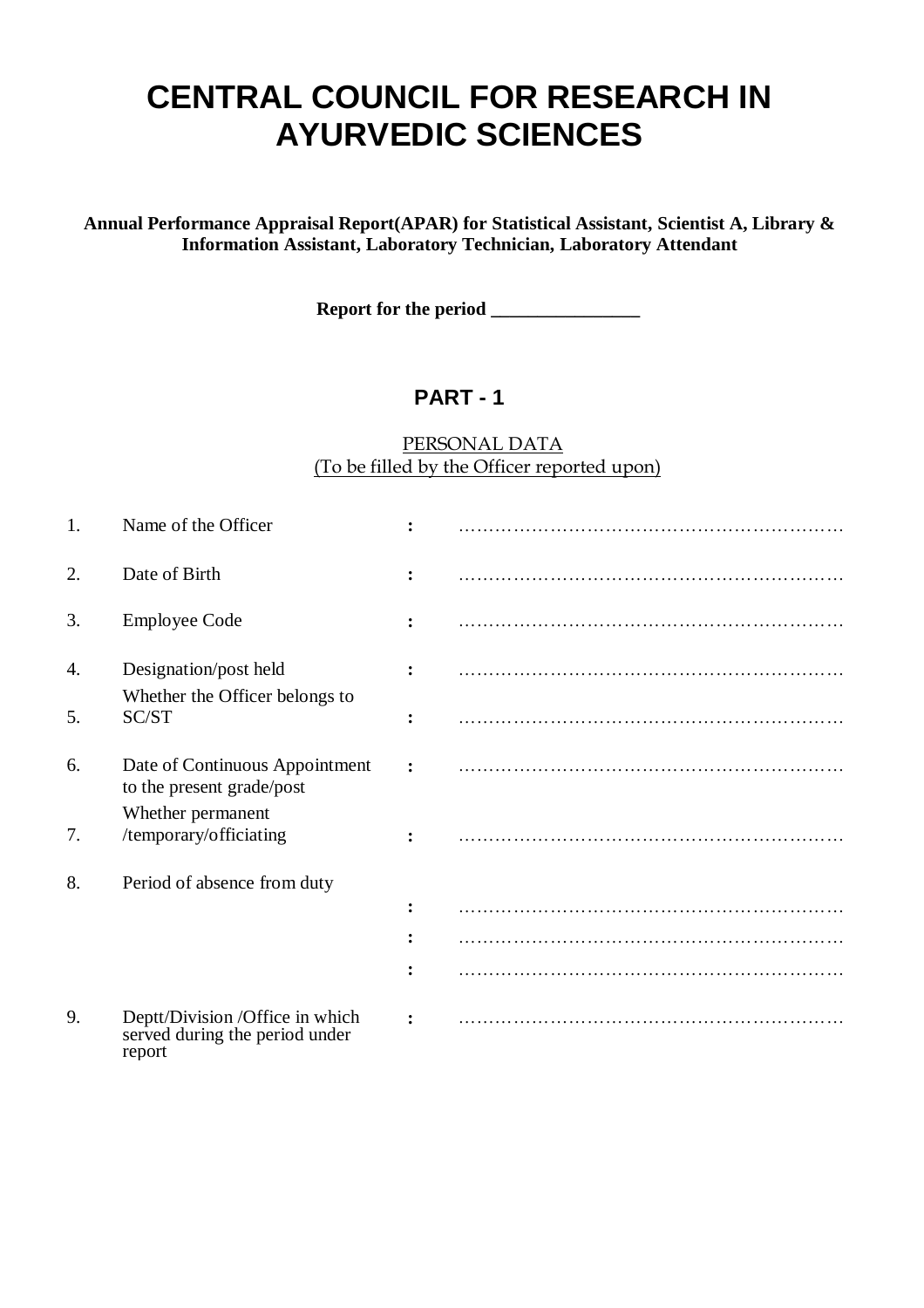# CENTRAL COUNCIL FOR RESEARCH IN AYURVEDIC SCIENCES

**Annual Performance Appraisal Report(APAR) for Statistical Assistant, Scientist A, Library & Information Assistant, Laboratory Technician, Laboratory Attendant**

**Report for the period _______________**

## PART - 1

PERSONAL DATA
(To be filled by the Officer reported upon)

| | | | |
|---|---|---|---|
| 1. | Name of the Officer | : | ……………………………………………………… |
| 2. | Date of Birth | : | ……………………………………………………… |
| 3. | Employee Code | : | ……………………………………………………… |
| 4. | Designation/post held | : | ……………………………………………………… |
| 5. | Whether the Officer belongs to SC/ST | : | ……………………………………………………… |
| 6. | Date of Continuous Appointment to the present grade/post | : | ……………………………………………………… |
| 7. | Whether permanent /temporary/officiating | : | ……………………………………………………… |
| 8. | Period of absence from duty | : | ……………………………………………………… |
| | | : | ……………………………………………………… |
| | | : | ……………………………………………………… |
| 9. | Deptt/Division /Office in which served during the period under report | : | ……………………………………………………… |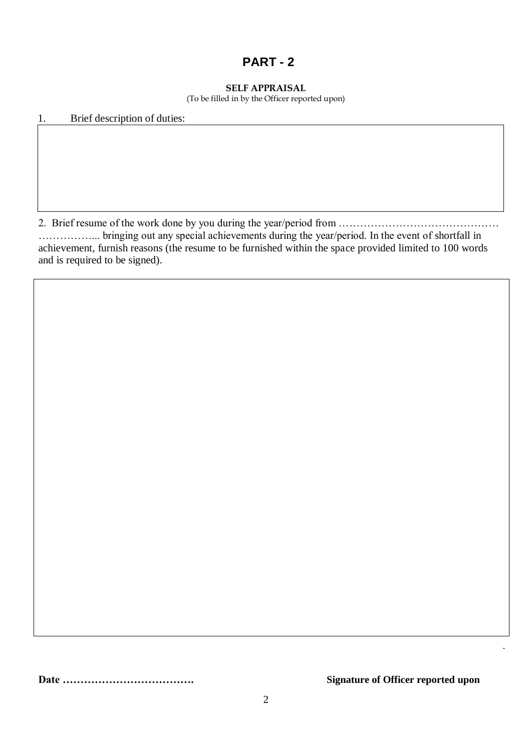# PART - 2

**SELF APPRAISAL**

(To be filled in by the Officer reported upon)

1. Brief description of duties:

2. Brief resume of the work done by you during the year/period from ………………………………………… ……………... bringing out any special achievements during the year/period. In the event of shortfall in achievement, furnish reasons (the resume to be furnished within the space provided limited to 100 words and is required to be signed).

**Date ……………………………….** **Signature of Officer reported upon**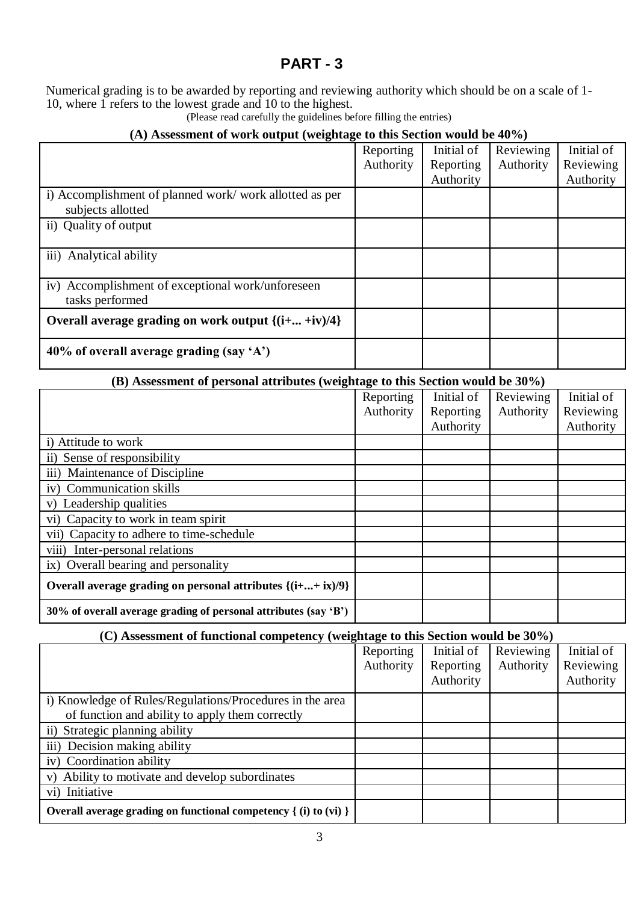# PART - 3

Numerical grading is to be awarded by reporting and reviewing authority which should be on a scale of 1-10, where 1 refers to the lowest grade and 10 to the highest.

(Please read carefully the guidelines before filling the entries)

**(A) Assessment of work output (weightage to this Section would be 40%)**

| | Reporting Authority | Initial of Reporting Authority | Reviewing Authority | Initial of Reviewing Authority |
|---|---|---|---|---|
| i) Accomplishment of planned work/ work allotted as per subjects allotted | | | | |
| ii) Quality of output | | | | |
| iii) Analytical ability | | | | |
| iv) Accomplishment of exceptional work/unforeseen tasks performed | | | | |
| **Overall average grading on work output {(i+... +iv)/4}** | | | | |
| **40% of overall average grading (say 'A')** | | | | |

**(B) Assessment of personal attributes (weightage to this Section would be 30%)**

| | Reporting Authority | Initial of Reporting Authority | Reviewing Authority | Initial of Reviewing Authority |
|---|---|---|---|---|
| i) Attitude to work | | | | |
| ii) Sense of responsibility | | | | |
| iii) Maintenance of Discipline | | | | |
| iv) Communication skills | | | | |
| v) Leadership qualities | | | | |
| vi) Capacity to work in team spirit | | | | |
| vii) Capacity to adhere to time-schedule | | | | |
| viii) Inter-personal relations | | | | |
| ix) Overall bearing and personality | | | | |
| **Overall average grading on personal attributes {(i+...+ ix)/9}** | | | | |
| **30% of overall average grading of personal attributes (say 'B')** | | | | |

**(C) Assessment of functional competency (weightage to this Section would be 30%)**

| | Reporting Authority | Initial of Reporting Authority | Reviewing Authority | Initial of Reviewing Authority |
|---|---|---|---|---|
| i) Knowledge of Rules/Regulations/Procedures in the area of function and ability to apply them correctly | | | | |
| ii) Strategic planning ability | | | | |
| iii) Decision making ability | | | | |
| iv) Coordination ability | | | | |
| v) Ability to motivate and develop subordinates | | | | |
| vi) Initiative | | | | |
| **Overall average grading on functional competency { (i) to (vi) }** | | | | |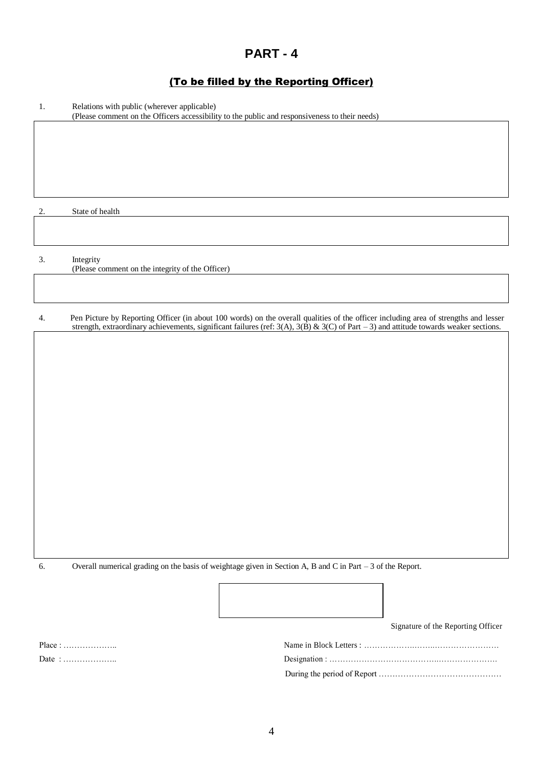# PART - 4

## (To be filled by the Reporting Officer)

1. Relations with public (wherever applicable)
   (Please comment on the Officers accessibility to the public and responsiveness to their needs)

2. State of health

3. Integrity
   (Please comment on the integrity of the Officer)

4. Pen Picture by Reporting Officer (in about 100 words) on the overall qualities of the officer including area of strengths and lesser strength, extraordinary achievements, significant failures (ref: 3(A), 3(B) & 3(C) of Part – 3) and attitude towards weaker sections.

6. Overall numerical grading on the basis of weightage given in Section A, B and C in Part – 3 of the Report.

Signature of the Reporting Officer

Place : ………………..

Date : ………………..

Name in Block Letters : ………………………………………………

Designation : …………………………………………………………

During the period of Report ………………………………………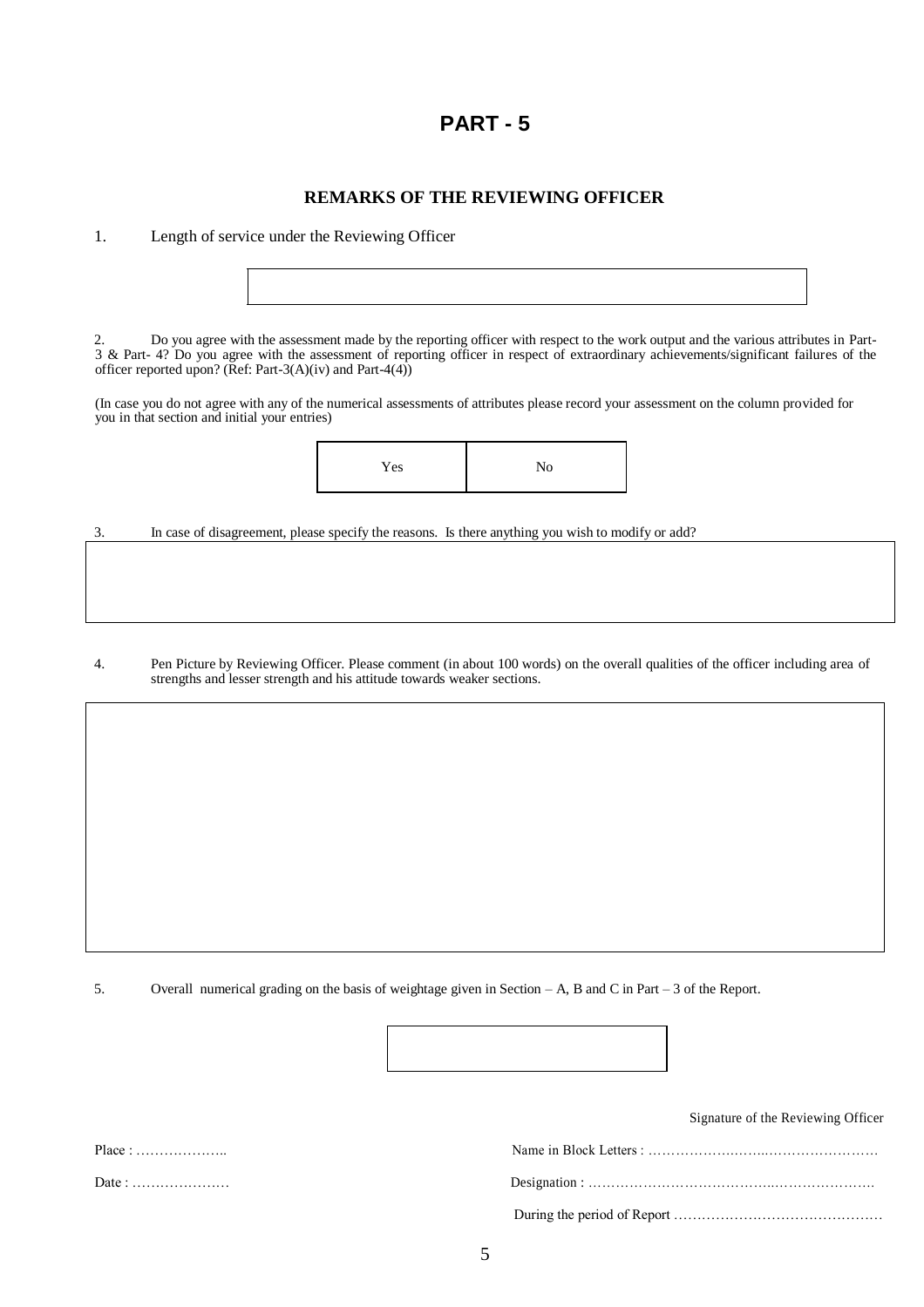# PART - 5

## REMARKS OF THE REVIEWING OFFICER

1. Length of service under the Reviewing Officer

| |
|---|
| |

2. Do you agree with the assessment made by the reporting officer with respect to the work output and the various attributes in Part-3 & Part- 4? Do you agree with the assessment of reporting officer in respect of extraordinary achievements/significant failures of the officer reported upon? (Ref: Part-3(A)(iv) and Part-4(4))

(In case you do not agree with any of the numerical assessments of attributes please record your assessment on the column provided for you in that section and initial your entries)

| Yes | No |
|---|---|

3. In case of disagreement, please specify the reasons. Is there anything you wish to modify or add?

| |
|---|
| |

4. Pen Picture by Reviewing Officer. Please comment (in about 100 words) on the overall qualities of the officer including area of strengths and lesser strength and his attitude towards weaker sections.

| |
|---|
| |

5. Overall numerical grading on the basis of weightage given in Section – A, B and C in Part – 3 of the Report.

| |
|---|
| |

Signature of the Reviewing Officer

Place : ………………..

Name in Block Letters : ……………….……..……………………

Date : …………………

Designation : ……………………………………….………………….

During the period of Report ………………………………………